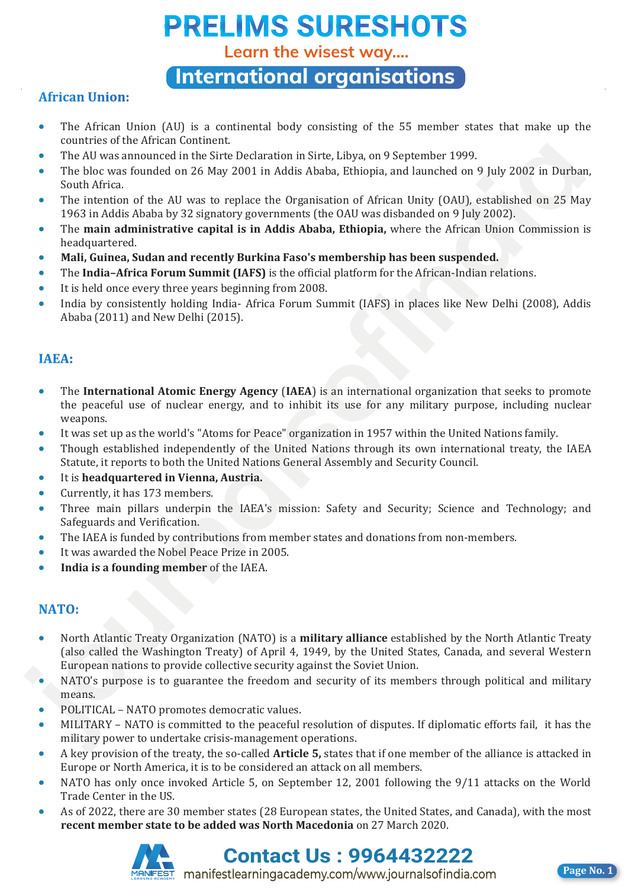# PRELIMS SURESHOTS

Learn the wisest way....

## International organisations

### African Union:

- The African Union (AU) is a continental body consisting of the 55 member states that make up the countries of the African Continent.
- The AU was announced in the Sirte Declaration in Sirte, Libya, on 9 September 1999.
- The bloc was founded on 26 May 2001 in Addis Ababa, Ethiopia, and launched on 9 July 2002 in Durban, South Africa.
- The intention of the AU was to replace the Organisation of African Unity (OAU), established on 25 May 1963 in Addis Ababa by 32 signatory governments (the OAU was disbanded on 9 July 2002).
- The **main administrative capital is in Addis Ababa, Ethiopia,** where the African Union Commission is headquartered.
- **Mali, Guinea, Sudan and recently Burkina Faso's membership has been suspended.**
- The **India–Africa Forum Summit (IAFS)** is the official platform for the African-Indian relations.
- It is held once every three years beginning from 2008.
- India by consistently holding India- Africa Forum Summit (IAFS) in places like New Delhi (2008), Addis Ababa (2011) and New Delhi (2015).

### IAEA:

- The **International Atomic Energy Agency** (**IAEA**) is an international organization that seeks to promote the peaceful use of nuclear energy, and to inhibit its use for any military purpose, including nuclear weapons.
- It was set up as the world's "Atoms for Peace" organization in 1957 within the United Nations family.
- Though established independently of the United Nations through its own international treaty, the IAEA Statute, it reports to both the United Nations General Assembly and Security Council.
- It is **headquartered in Vienna, Austria.**
- Currently, it has 173 members.
- Three main pillars underpin the IAEA's mission: Safety and Security; Science and Technology; and Safeguards and Verification.
- The IAEA is funded by contributions from member states and donations from non-members.
- It was awarded the Nobel Peace Prize in 2005.
- **India is a founding member** of the IAEA.

### NATO:

- North Atlantic Treaty Organization (NATO) is a **military alliance** established by the North Atlantic Treaty (also called the Washington Treaty) of April 4, 1949, by the United States, Canada, and several Western European nations to provide collective security against the Soviet Union.
- NATO's purpose is to guarantee the freedom and security of its members through political and military means.
- POLITICAL – NATO promotes democratic values.
- MILITARY – NATO is committed to the peaceful resolution of disputes. If diplomatic efforts fail, it has the military power to undertake crisis-management operations.
- A key provision of the treaty, the so-called **Article 5,** states that if one member of the alliance is attacked in Europe or North America, it is to be considered an attack on all members.
- NATO has only once invoked Article 5, on September 12, 2001 following the 9/11 attacks on the World Trade Center in the US.
- As of 2022, there are 30 member states (28 European states, the United States, and Canada), with the most **recent member state to be added was North Macedonia** on 27 March 2020.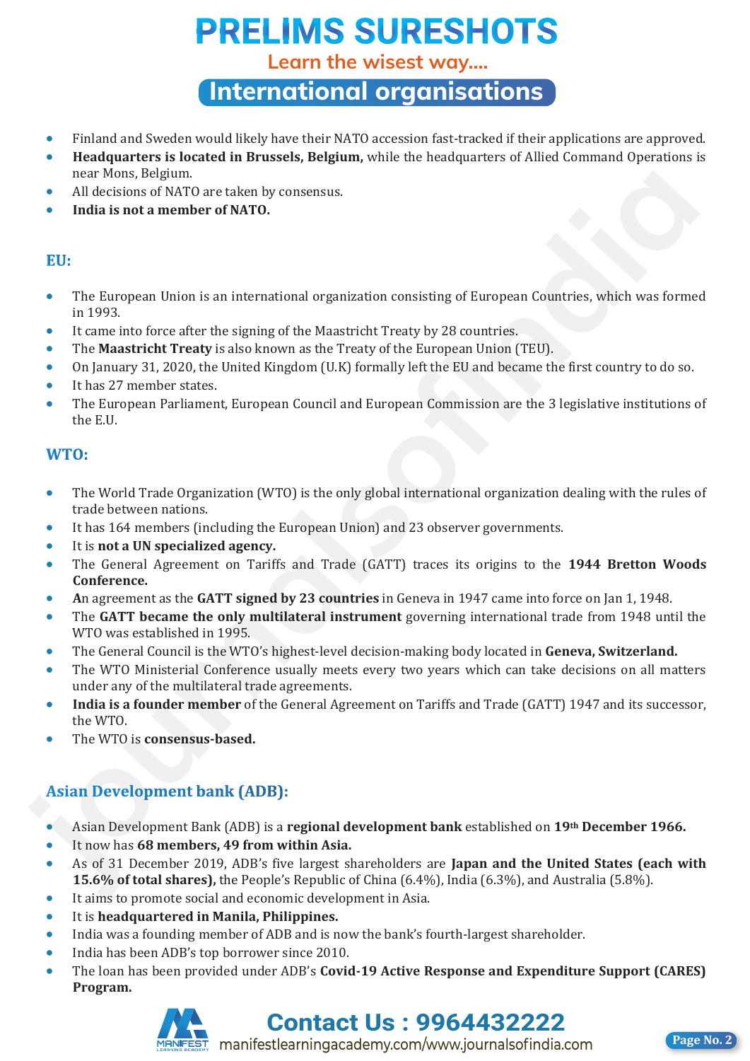- Finland and Sweden would likely have their NATO accession fast-tracked if their applications are approved.
- **Headquarters is located in Brussels, Belgium,** while the headquarters of Allied Command Operations is near Mons, Belgium.
- All decisions of NATO are taken by consensus.
- **India is not a member of NATO.**

## EU:

- The European Union is an international organization consisting of European Countries, which was formed in 1993.
- It came into force after the signing of the Maastricht Treaty by 28 countries.
- The **Maastricht Treaty** is also known as the Treaty of the European Union (TEU).
- On January 31, 2020, the United Kingdom (U.K) formally left the EU and became the first country to do so.
- It has 27 member states.
- The European Parliament, European Council and European Commission are the 3 legislative institutions of the E.U.

## WTO:

- The World Trade Organization (WTO) is the only global international organization dealing with the rules of trade between nations.
- It has 164 members (including the European Union) and 23 observer governments.
- It is **not a UN specialized agency.**
- The General Agreement on Tariffs and Trade (GATT) traces its origins to the **1944 Bretton Woods Conference.**
- **A**n agreement as the **GATT signed by 23 countries** in Geneva in 1947 came into force on Jan 1, 1948.
- The **GATT became the only multilateral instrument** governing international trade from 1948 until the WTO was established in 1995.
- The General Council is the WTO's highest-level decision-making body located in **Geneva, Switzerland.**
- The WTO Ministerial Conference usually meets every two years which can take decisions on all matters under any of the multilateral trade agreements.
- **India is a founder member** of the General Agreement on Tariffs and Trade (GATT) 1947 and its successor, the WTO.
- The WTO is **consensus-based.**

## Asian Development bank (ADB):

- Asian Development Bank (ADB) is a **regional development bank** established on **19th December 1966.**
- It now has **68 members, 49 from within Asia.**
- As of 31 December 2019, ADB's five largest shareholders are **Japan and the United States (each with 15.6% of total shares),** the People's Republic of China (6.4%), India (6.3%), and Australia (5.8%).
- It aims to promote social and economic development in Asia.
- It is **headquartered in Manila, Philippines.**
- India was a founding member of ADB and is now the bank's fourth-largest shareholder.
- India has been ADB's top borrower since 2010.
- The loan has been provided under ADB's **Covid-19 Active Response and Expenditure Support (CARES) Program.**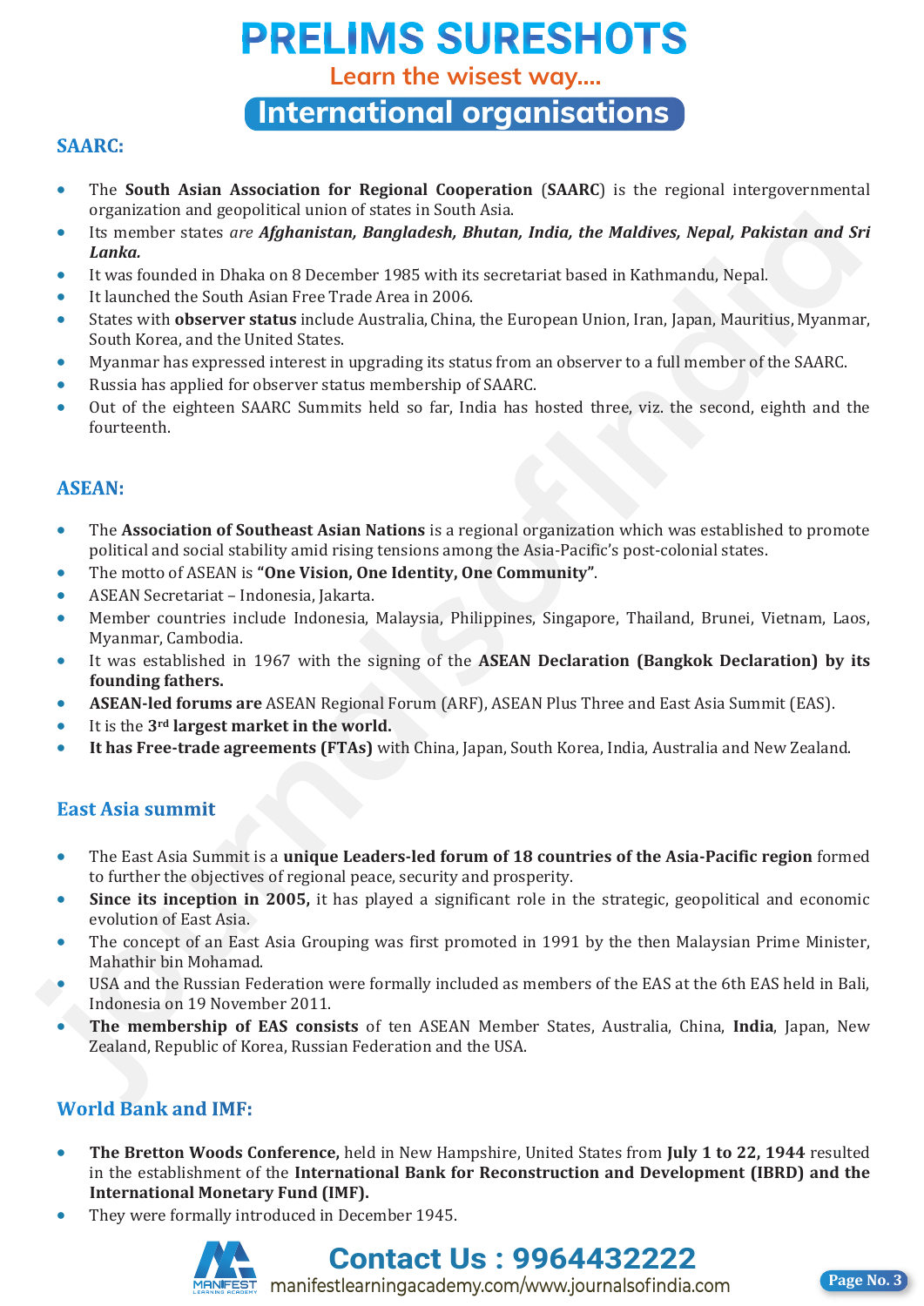## International organisations

### SAARC:

- The **South Asian Association for Regional Cooperation** (**SAARC**) is the regional intergovernmental organization and geopolitical union of states in South Asia.
- Its member states *are **Afghanistan, Bangladesh, Bhutan, India, the Maldives, Nepal, Pakistan and Sri Lanka.***
- It was founded in Dhaka on 8 December 1985 with its secretariat based in Kathmandu, Nepal.
- It launched the South Asian Free Trade Area in 2006.
- States with **observer status** include Australia, China, the European Union, Iran, Japan, Mauritius, Myanmar, South Korea, and the United States.
- Myanmar has expressed interest in upgrading its status from an observer to a full member of the SAARC.
- Russia has applied for observer status membership of SAARC.
- Out of the eighteen SAARC Summits held so far, India has hosted three, viz. the second, eighth and the fourteenth.

### ASEAN:

- The **Association of Southeast Asian Nations** is a regional organization which was established to promote political and social stability amid rising tensions among the Asia-Pacific's post-colonial states.
- The motto of ASEAN is **"One Vision, One Identity, One Community"**.
- ASEAN Secretariat – Indonesia, Jakarta.
- Member countries include Indonesia, Malaysia, Philippines, Singapore, Thailand, Brunei, Vietnam, Laos, Myanmar, Cambodia.
- It was established in 1967 with the signing of the **ASEAN Declaration (Bangkok Declaration) by its founding fathers.**
- **ASEAN-led forums are** ASEAN Regional Forum (ARF), ASEAN Plus Three and East Asia Summit (EAS).
- It is the **3rd largest market in the world.**
- **It has Free-trade agreements (FTAs)** with China, Japan, South Korea, India, Australia and New Zealand.

### East Asia summit

- The East Asia Summit is a **unique Leaders-led forum of 18 countries of the Asia-Pacific region** formed to further the objectives of regional peace, security and prosperity.
- **Since its inception in 2005,** it has played a significant role in the strategic, geopolitical and economic evolution of East Asia.
- The concept of an East Asia Grouping was first promoted in 1991 by the then Malaysian Prime Minister, Mahathir bin Mohamad.
- USA and the Russian Federation were formally included as members of the EAS at the 6th EAS held in Bali, Indonesia on 19 November 2011.
- **The membership of EAS consists** of ten ASEAN Member States, Australia, China, **India**, Japan, New Zealand, Republic of Korea, Russian Federation and the USA.

### World Bank and IMF:

- **The Bretton Woods Conference,** held in New Hampshire, United States from **July 1 to 22, 1944** resulted in the establishment of the **International Bank for Reconstruction and Development (IBRD) and the International Monetary Fund (IMF).**
- They were formally introduced in December 1945.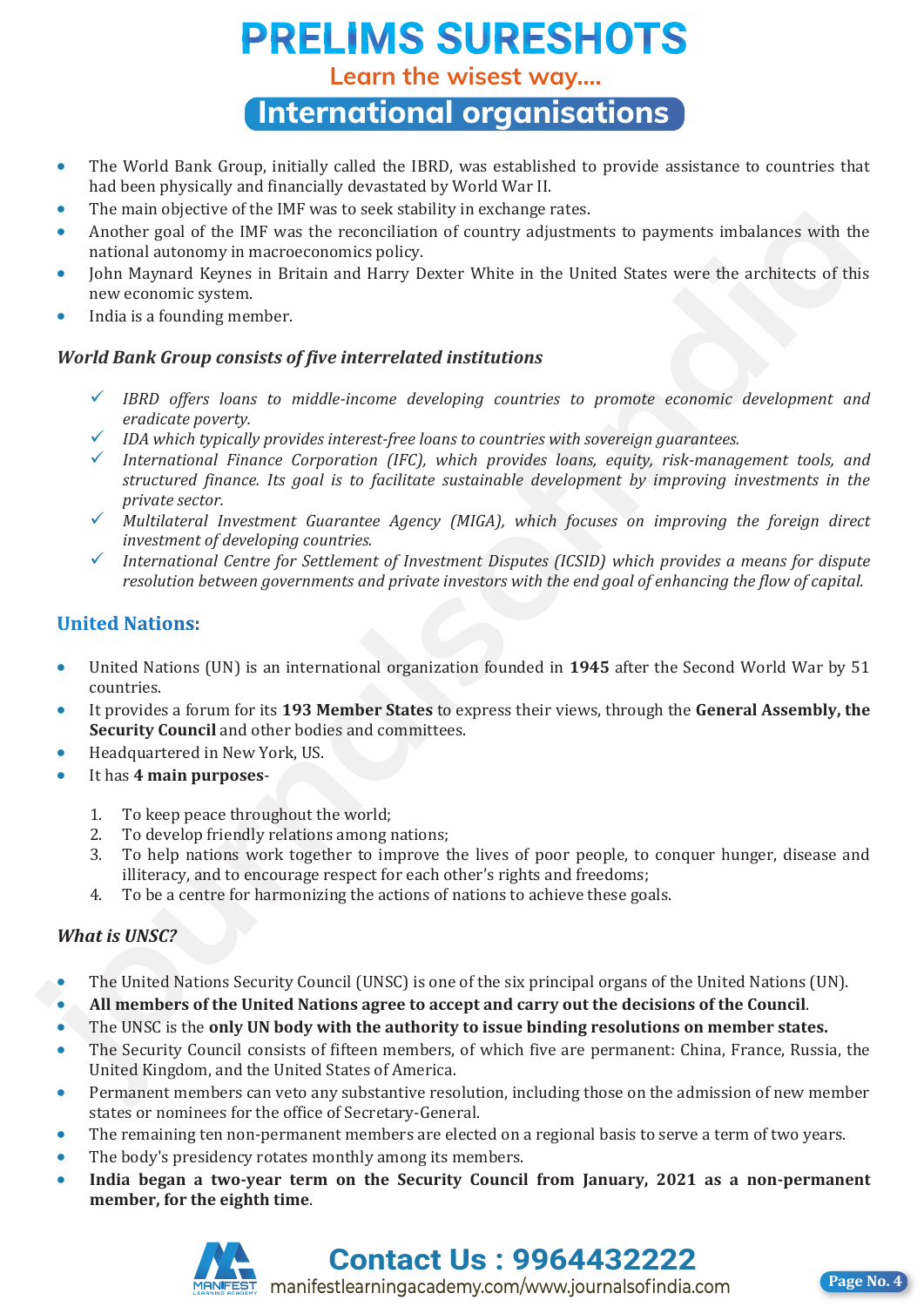- The World Bank Group, initially called the IBRD, was established to provide assistance to countries that had been physically and financially devastated by World War II.
- The main objective of the IMF was to seek stability in exchange rates.
- Another goal of the IMF was the reconciliation of country adjustments to payments imbalances with the national autonomy in macroeconomics policy.
- John Maynard Keynes in Britain and Harry Dexter White in the United States were the architects of this new economic system.
- India is a founding member.

### *World Bank Group consists of five interrelated institutions*

- ✓ *IBRD offers loans to middle-income developing countries to promote economic development and eradicate poverty.*
- ✓ *IDA which typically provides interest-free loans to countries with sovereign guarantees.*
- ✓ *International Finance Corporation (IFC), which provides loans, equity, risk-management tools, and structured finance. Its goal is to facilitate sustainable development by improving investments in the private sector.*
- ✓ *Multilateral Investment Guarantee Agency (MIGA), which focuses on improving the foreign direct investment of developing countries.*
- ✓ *International Centre for Settlement of Investment Disputes (ICSID) which provides a means for dispute resolution between governments and private investors with the end goal of enhancing the flow of capital.*

## United Nations:

- United Nations (UN) is an international organization founded in **1945** after the Second World War by 51 countries.
- It provides a forum for its **193 Member States** to express their views, through the **General Assembly, the Security Council** and other bodies and committees.
- Headquartered in New York, US.
- It has **4 main purposes**-

1. To keep peace throughout the world;
2. To develop friendly relations among nations;
3. To help nations work together to improve the lives of poor people, to conquer hunger, disease and illiteracy, and to encourage respect for each other's rights and freedoms;
4. To be a centre for harmonizing the actions of nations to achieve these goals.

### *What is UNSC?*

- The United Nations Security Council (UNSC) is one of the six principal organs of the United Nations (UN).
- **All members of the United Nations agree to accept and carry out the decisions of the Council**.
- The UNSC is the **only UN body with the authority to issue binding resolutions on member states.**
- The Security Council consists of fifteen members, of which five are permanent: China, France, Russia, the United Kingdom, and the United States of America.
- Permanent members can veto any substantive resolution, including those on the admission of new member states or nominees for the office of Secretary-General.
- The remaining ten non-permanent members are elected on a regional basis to serve a term of two years.
- The body's presidency rotates monthly among its members.
- **India began a two-year term on the Security Council from January, 2021 as a non-permanent member, for the eighth time**.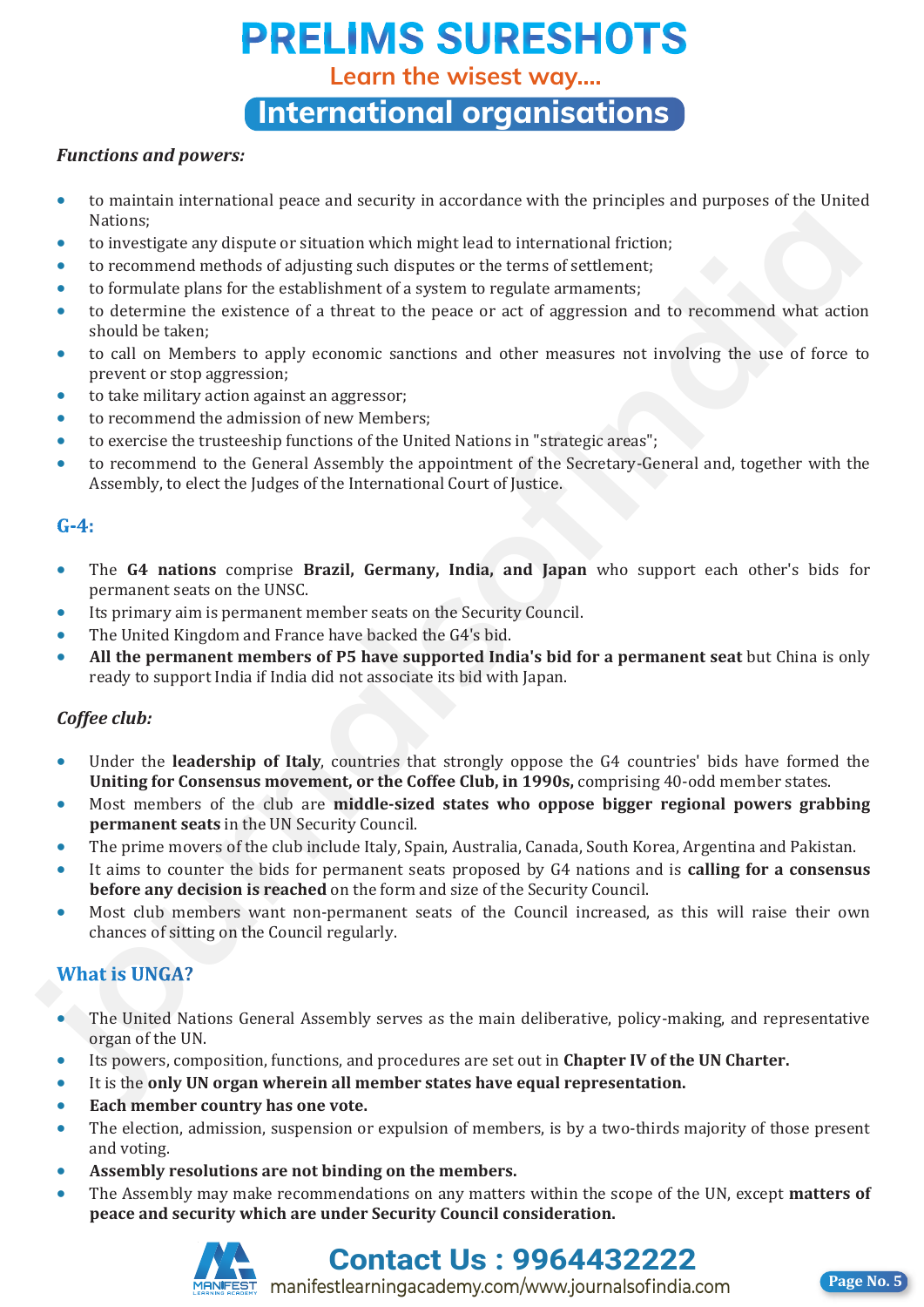*Functions and powers:*

- to maintain international peace and security in accordance with the principles and purposes of the United Nations;
- to investigate any dispute or situation which might lead to international friction;
- to recommend methods of adjusting such disputes or the terms of settlement;
- to formulate plans for the establishment of a system to regulate armaments;
- to determine the existence of a threat to the peace or act of aggression and to recommend what action should be taken;
- to call on Members to apply economic sanctions and other measures not involving the use of force to prevent or stop aggression;
- to take military action against an aggressor;
- to recommend the admission of new Members;
- to exercise the trusteeship functions of the United Nations in "strategic areas";
- to recommend to the General Assembly the appointment of the Secretary-General and, together with the Assembly, to elect the Judges of the International Court of Justice.

## G-4:

- The **G4 nations** comprise **Brazil, Germany, India, and Japan** who support each other's bids for permanent seats on the UNSC.
- Its primary aim is permanent member seats on the Security Council.
- The United Kingdom and France have backed the G4's bid.
- **All the permanent members of P5 have supported India's bid for a permanent seat** but China is only ready to support India if India did not associate its bid with Japan.

*Coffee club:*

- Under the **leadership of Italy**, countries that strongly oppose the G4 countries' bids have formed the **Uniting for Consensus movement, or the Coffee Club, in 1990s,** comprising 40-odd member states.
- Most members of the club are **middle-sized states who oppose bigger regional powers grabbing permanent seats** in the UN Security Council.
- The prime movers of the club include Italy, Spain, Australia, Canada, South Korea, Argentina and Pakistan.
- It aims to counter the bids for permanent seats proposed by G4 nations and is **calling for a consensus before any decision is reached** on the form and size of the Security Council.
- Most club members want non-permanent seats of the Council increased, as this will raise their own chances of sitting on the Council regularly.

## What is UNGA?

- The United Nations General Assembly serves as the main deliberative, policy-making, and representative organ of the UN.
- Its powers, composition, functions, and procedures are set out in **Chapter IV of the UN Charter.**
- It is the **only UN organ wherein all member states have equal representation.**
- **Each member country has one vote.**
- The election, admission, suspension or expulsion of members, is by a two-thirds majority of those present and voting.
- **Assembly resolutions are not binding on the members.**
- The Assembly may make recommendations on any matters within the scope of the UN, except **matters of peace and security which are under Security Council consideration.**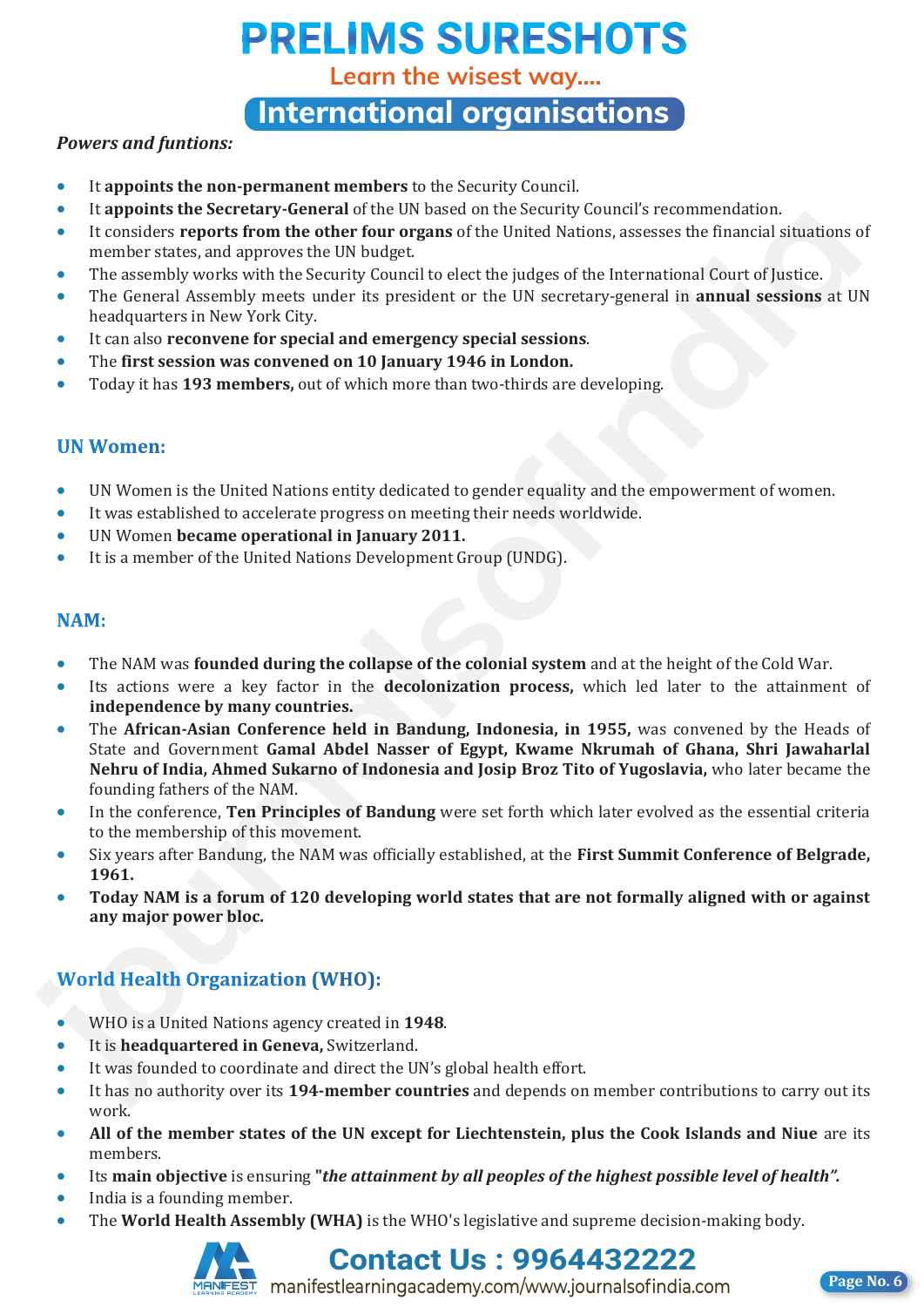*Powers and funtions:*

- It **appoints the non-permanent members** to the Security Council.
- It **appoints the Secretary-General** of the UN based on the Security Council's recommendation.
- It considers **reports from the other four organs** of the United Nations, assesses the financial situations of member states, and approves the UN budget.
- The assembly works with the Security Council to elect the judges of the International Court of Justice.
- The General Assembly meets under its president or the UN secretary-general in **annual sessions** at UN headquarters in New York City.
- It can also **reconvene for special and emergency special sessions**.
- The **first session was convened on 10 January 1946 in London.**
- Today it has **193 members,** out of which more than two-thirds are developing.

## UN Women:

- UN Women is the United Nations entity dedicated to gender equality and the empowerment of women.
- It was established to accelerate progress on meeting their needs worldwide.
- UN Women **became operational in January 2011.**
- It is a member of the United Nations Development Group (UNDG).

## NAM:

- The NAM was **founded during the collapse of the colonial system** and at the height of the Cold War.
- Its actions were a key factor in the **decolonization process,** which led later to the attainment of **independence by many countries.**
- The **African-Asian Conference held in Bandung, Indonesia, in 1955,** was convened by the Heads of State and Government **Gamal Abdel Nasser of Egypt, Kwame Nkrumah of Ghana, Shri Jawaharlal Nehru of India, Ahmed Sukarno of Indonesia and Josip Broz Tito of Yugoslavia,** who later became the founding fathers of the NAM.
- In the conference, **Ten Principles of Bandung** were set forth which later evolved as the essential criteria to the membership of this movement.
- Six years after Bandung, the NAM was officially established, at the **First Summit Conference of Belgrade, 1961.**
- **Today NAM is a forum of 120 developing world states that are not formally aligned with or against any major power bloc.**

## World Health Organization (WHO):

- WHO is a United Nations agency created in **1948**.
- It is **headquartered in Geneva,** Switzerland.
- It was founded to coordinate and direct the UN's global health effort.
- It has no authority over its **194-member countries** and depends on member contributions to carry out its work.
- **All of the member states of the UN except for Liechtenstein, plus the Cook Islands and Niue** are its members.
- Its **main objective** is ensuring ***"the attainment by all peoples of the highest possible level of health".***
- India is a founding member.
- The **World Health Assembly (WHA)** is the WHO's legislative and supreme decision-making body.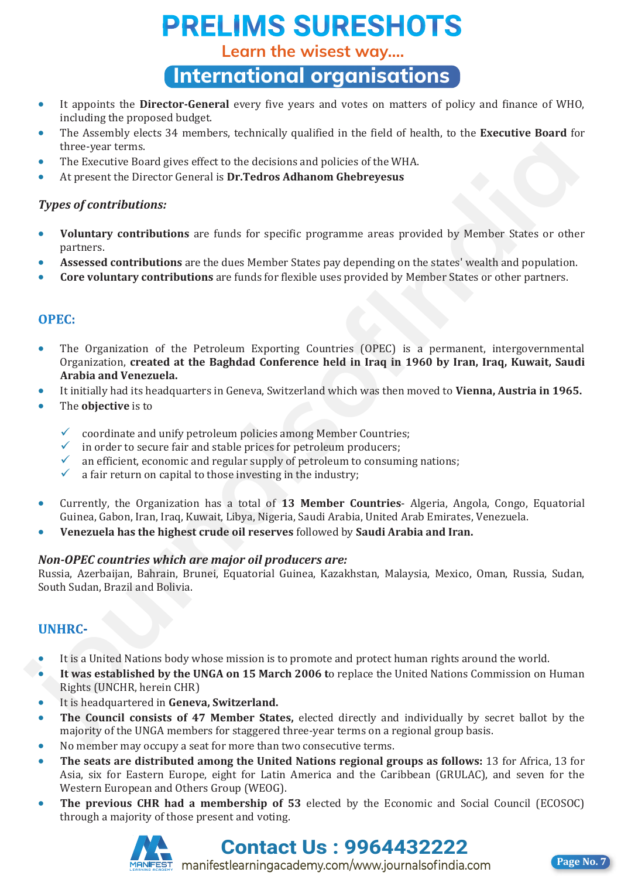- It appoints the **Director-General** every five years and votes on matters of policy and finance of WHO, including the proposed budget.
- The Assembly elects 34 members, technically qualified in the field of health, to the **Executive Board** for three-year terms.
- The Executive Board gives effect to the decisions and policies of the WHA.
- At present the Director General is **Dr.Tedros Adhanom Ghebreyesus**

***Types of contributions:***

- **Voluntary contributions** are funds for specific programme areas provided by Member States or other partners.
- **Assessed contributions** are the dues Member States pay depending on the states' wealth and population.
- **Core voluntary contributions** are funds for flexible uses provided by Member States or other partners.

## OPEC:

- The Organization of the Petroleum Exporting Countries (OPEC) is a permanent, intergovernmental Organization, **created at the Baghdad Conference held in Iraq in 1960 by Iran, Iraq, Kuwait, Saudi Arabia and Venezuela.**
- It initially had its headquarters in Geneva, Switzerland which was then moved to **Vienna, Austria in 1965.**
- The **objective** is to

  - ✓ coordinate and unify petroleum policies among Member Countries;
  - ✓ in order to secure fair and stable prices for petroleum producers;
  - ✓ an efficient, economic and regular supply of petroleum to consuming nations;
  - ✓ a fair return on capital to those investing in the industry;

- Currently, the Organization has a total of **13 Member Countries**- Algeria, Angola, Congo, Equatorial Guinea, Gabon, Iran, Iraq, Kuwait, Libya, Nigeria, Saudi Arabia, United Arab Emirates, Venezuela.
- **Venezuela has the highest crude oil reserves** followed by **Saudi Arabia and Iran.**

***Non-OPEC countries which are major oil producers are:***

Russia, Azerbaijan, Bahrain, Brunei, Equatorial Guinea, Kazakhstan, Malaysia, Mexico, Oman, Russia, Sudan, South Sudan, Brazil and Bolivia.

## UNHRC-

- It is a United Nations body whose mission is to promote and protect human rights around the world.
- **It was established by the UNGA on 15 March 2006 t**o replace the United Nations Commission on Human Rights (UNCHR, herein CHR)
- It is headquartered in **Geneva, Switzerland.**
- **The Council consists of 47 Member States,** elected directly and individually by secret ballot by the majority of the UNGA members for staggered three-year terms on a regional group basis.
- No member may occupy a seat for more than two consecutive terms.
- **The seats are distributed among the United Nations regional groups as follows:** 13 for Africa, 13 for Asia, six for Eastern Europe, eight for Latin America and the Caribbean (GRULAC), and seven for the Western European and Others Group (WEOG).
- **The previous CHR had a membership of 53** elected by the Economic and Social Council (ECOSOC) through a majority of those present and voting.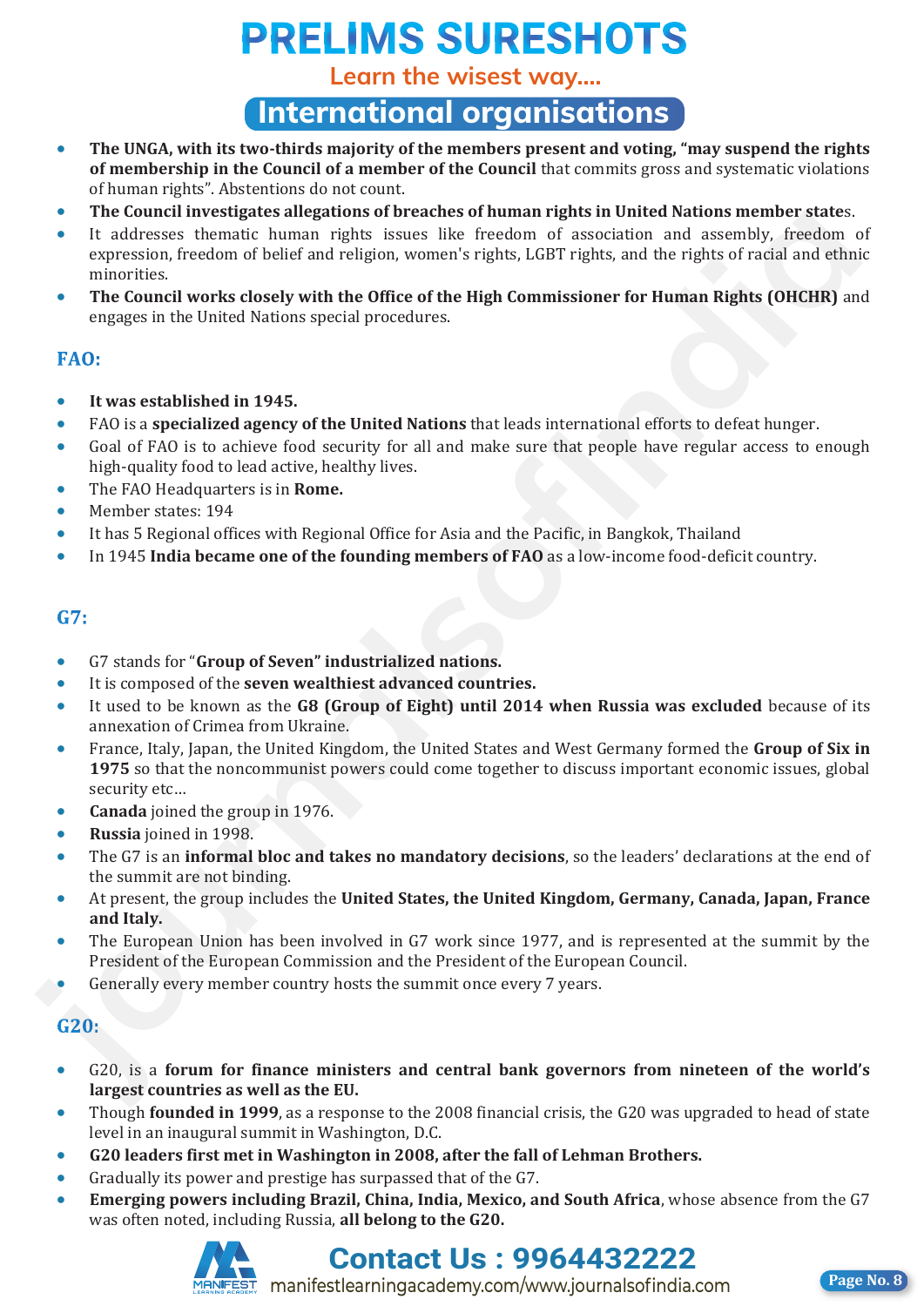- **The UNGA, with its two-thirds majority of the members present and voting, "may suspend the rights of membership in the Council of a member of the Council** that commits gross and systematic violations of human rights". Abstentions do not count.
- **The Council investigates allegations of breaches of human rights in United Nations member state**s.
- It addresses thematic human rights issues like freedom of association and assembly, freedom of expression, freedom of belief and religion, women's rights, LGBT rights, and the rights of racial and ethnic minorities.
- **The Council works closely with the Office of the High Commissioner for Human Rights (OHCHR)** and engages in the United Nations special procedures.

## FAO:

- **It was established in 1945.**
- FAO is a **specialized agency of the United Nations** that leads international efforts to defeat hunger.
- Goal of FAO is to achieve food security for all and make sure that people have regular access to enough high-quality food to lead active, healthy lives.
- The FAO Headquarters is in **Rome.**
- Member states: 194
- It has 5 Regional offices with Regional Office for Asia and the Pacific, in Bangkok, Thailand
- In 1945 **India became one of the founding members of FAO** as a low-income food-deficit country.

## G7:

- G7 stands for "**Group of Seven" industrialized nations.**
- It is composed of the **seven wealthiest advanced countries.**
- It used to be known as the **G8 (Group of Eight) until 2014 when Russia was excluded** because of its annexation of Crimea from Ukraine.
- France, Italy, Japan, the United Kingdom, the United States and West Germany formed the **Group of Six in 1975** so that the noncommunist powers could come together to discuss important economic issues, global security etc…
- **Canada** joined the group in 1976.
- **Russia** joined in 1998.
- The G7 is an **informal bloc and takes no mandatory decisions**, so the leaders' declarations at the end of the summit are not binding.
- At present, the group includes the **United States, the United Kingdom, Germany, Canada, Japan, France and Italy.**
- The European Union has been involved in G7 work since 1977, and is represented at the summit by the President of the European Commission and the President of the European Council.
- Generally every member country hosts the summit once every 7 years.

## G20:

- G20, is a **forum for finance ministers and central bank governors from nineteen of the world's largest countries as well as the EU.**
- Though **founded in 1999**, as a response to the 2008 financial crisis, the G20 was upgraded to head of state level in an inaugural summit in Washington, D.C.
- **G20 leaders first met in Washington in 2008, after the fall of Lehman Brothers.**
- Gradually its power and prestige has surpassed that of the G7.
- **Emerging powers including Brazil, China, India, Mexico, and South Africa**, whose absence from the G7 was often noted, including Russia, **all belong to the G20.**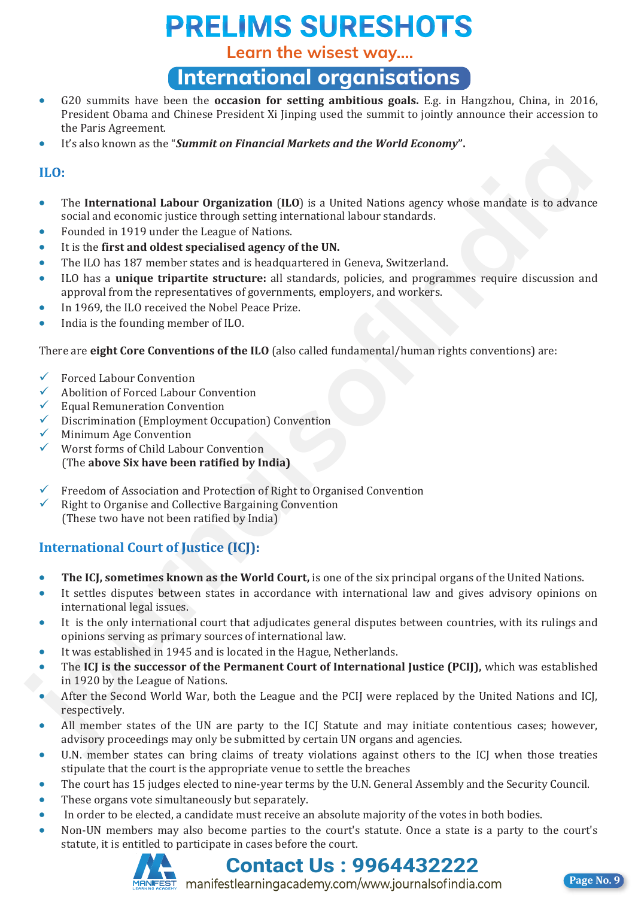- G20 summits have been the **occasion for setting ambitious goals.** E.g. in Hangzhou, China, in 2016, President Obama and Chinese President Xi Jinping used the summit to jointly announce their accession to the Paris Agreement.
- It's also known as the "***Summit on Financial Markets and the World Economy***".

## ILO:

- The **International Labour Organization** (**ILO**) is a United Nations agency whose mandate is to advance social and economic justice through setting international labour standards.
- Founded in 1919 under the League of Nations.
- It is the **first and oldest specialised agency of the UN.**
- The ILO has 187 member states and is headquartered in Geneva, Switzerland.
- ILO has a **unique tripartite structure:** all standards, policies, and programmes require discussion and approval from the representatives of governments, employers, and workers.
- In 1969, the ILO received the Nobel Peace Prize.
- India is the founding member of ILO.

There are **eight Core Conventions of the ILO** (also called fundamental/human rights conventions) are:

- ✓ Forced Labour Convention
- ✓ Abolition of Forced Labour Convention
- ✓ Equal Remuneration Convention
- ✓ Discrimination (Employment Occupation) Convention
- ✓ Minimum Age Convention
- ✓ Worst forms of Child Labour Convention

(The **above Six have been ratified by India)**

- ✓ Freedom of Association and Protection of Right to Organised Convention
- ✓ Right to Organise and Collective Bargaining Convention

(These two have not been ratified by India)

## International Court of Justice (ICJ):

- **The ICJ, sometimes known as the World Court,** is one of the six principal organs of the United Nations.
- It settles disputes between states in accordance with international law and gives advisory opinions on international legal issues.
- It is the only international court that adjudicates general disputes between countries, with its rulings and opinions serving as primary sources of international law.
- It was established in 1945 and is located in the Hague, Netherlands.
- The **ICJ is the successor of the Permanent Court of International Justice (PCIJ),** which was established in 1920 by the League of Nations.
- After the Second World War, both the League and the PCIJ were replaced by the United Nations and ICJ, respectively.
- All member states of the UN are party to the ICJ Statute and may initiate contentious cases; however, advisory proceedings may only be submitted by certain UN organs and agencies.
- U.N. member states can bring claims of treaty violations against others to the ICJ when those treaties stipulate that the court is the appropriate venue to settle the breaches
- The court has 15 judges elected to nine-year terms by the U.N. General Assembly and the Security Council.
- These organs vote simultaneously but separately.
- In order to be elected, a candidate must receive an absolute majority of the votes in both bodies.
- Non-UN members may also become parties to the court's statute. Once a state is a party to the court's statute, it is entitled to participate in cases before the court.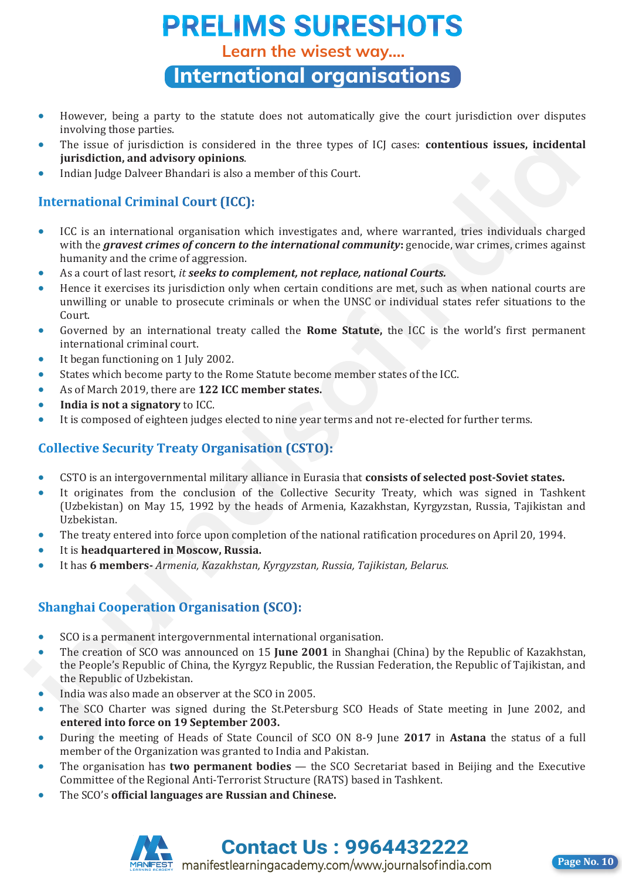- However, being a party to the statute does not automatically give the court jurisdiction over disputes involving those parties.
- The issue of jurisdiction is considered in the three types of ICJ cases: **contentious issues, incidental jurisdiction, and advisory opinions**.
- Indian Judge Dalveer Bhandari is also a member of this Court.

## International Criminal Court (ICC):

- ICC is an international organisation which investigates and, where warranted, tries individuals charged with the ***gravest crimes of concern to the international community*****:** genocide, war crimes, crimes against humanity and the crime of aggression.
- As a court of last resort, *it **seeks to complement, not replace, national Courts.***
- Hence it exercises its jurisdiction only when certain conditions are met, such as when national courts are unwilling or unable to prosecute criminals or when the UNSC or individual states refer situations to the Court.
- Governed by an international treaty called the **Rome Statute,** the ICC is the world's first permanent international criminal court.
- It began functioning on 1 July 2002.
- States which become party to the Rome Statute become member states of the ICC.
- As of March 2019, there are **122 ICC member states.**
- **India is not a signatory** to ICC.
- It is composed of eighteen judges elected to nine year terms and not re-elected for further terms.

## Collective Security Treaty Organisation (CSTO):

- CSTO is an intergovernmental military alliance in Eurasia that **consists of selected post-Soviet states.**
- It originates from the conclusion of the Collective Security Treaty, which was signed in Tashkent (Uzbekistan) on May 15, 1992 by the heads of Armenia, Kazakhstan, Kyrgyzstan, Russia, Tajikistan and Uzbekistan.
- The treaty entered into force upon completion of the national ratification procedures on April 20, 1994.
- It is **headquartered in Moscow, Russia.**
- It has **6 members-** *Armenia, Kazakhstan, Kyrgyzstan, Russia, Tajikistan, Belarus.*

## Shanghai Cooperation Organisation (SCO):

- SCO is a permanent intergovernmental international organisation.
- The creation of SCO was announced on 15 **June 2001** in Shanghai (China) by the Republic of Kazakhstan, the People's Republic of China, the Kyrgyz Republic, the Russian Federation, the Republic of Tajikistan, and the Republic of Uzbekistan.
- India was also made an observer at the SCO in 2005.
- The SCO Charter was signed during the St.Petersburg SCO Heads of State meeting in June 2002, and **entered into force on 19 September 2003.**
- During the meeting of Heads of State Council of SCO ON 8-9 June **2017** in **Astana** the status of a full member of the Organization was granted to India and Pakistan.
- The organisation has **two permanent bodies** — the SCO Secretariat based in Beijing and the Executive Committee of the Regional Anti-Terrorist Structure (RATS) based in Tashkent.
- The SCO's **official languages are Russian and Chinese.**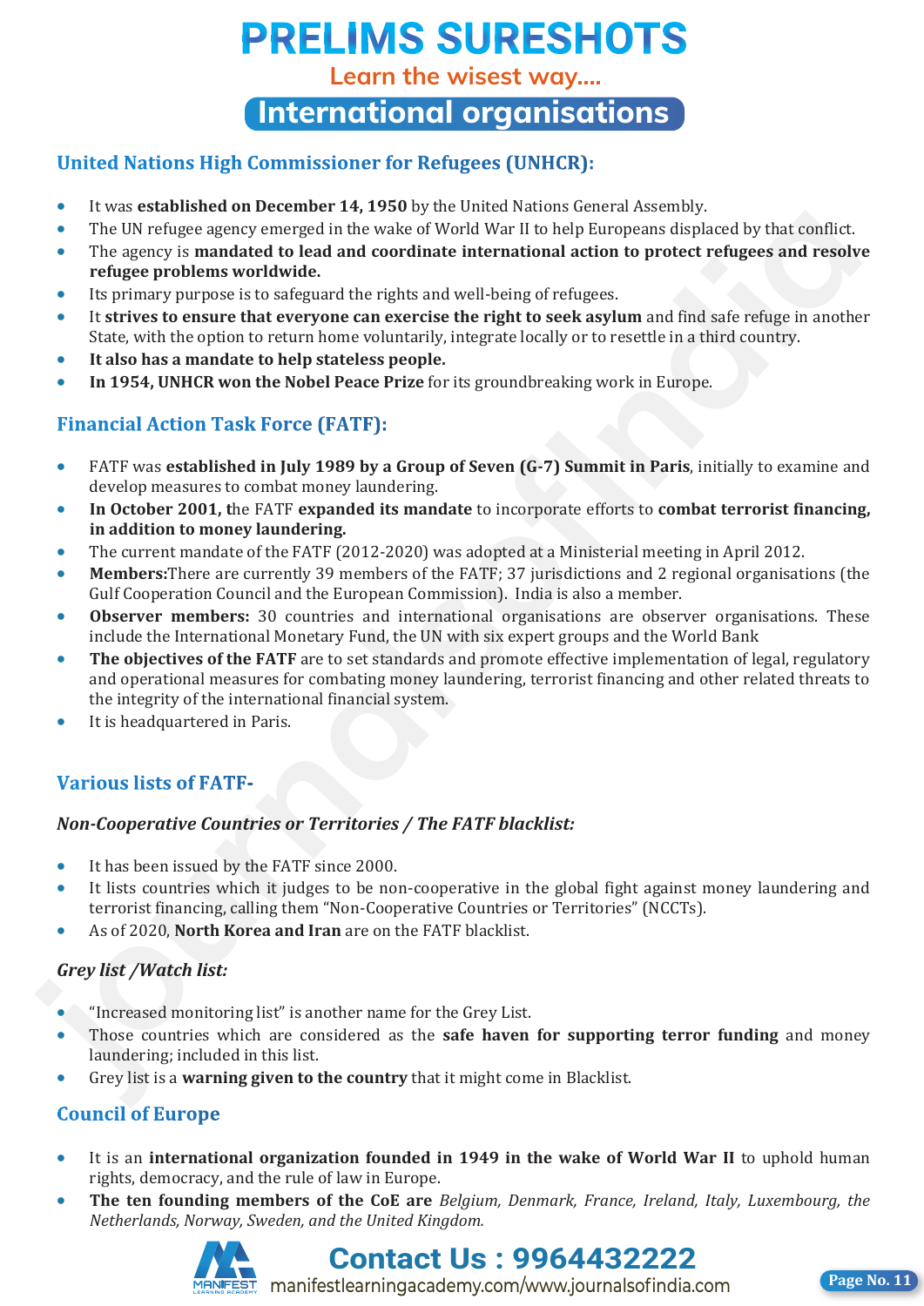# PRELIMS SURESHOTS

Learn the wisest way....

## International organisations

### United Nations High Commissioner for Refugees (UNHCR):

- It was **established on December 14, 1950** by the United Nations General Assembly.
- The UN refugee agency emerged in the wake of World War II to help Europeans displaced by that conflict.
- The agency is **mandated to lead and coordinate international action to protect refugees and resolve refugee problems worldwide.**
- Its primary purpose is to safeguard the rights and well-being of refugees.
- It **strives to ensure that everyone can exercise the right to seek asylum** and find safe refuge in another State, with the option to return home voluntarily, integrate locally or to resettle in a third country.
- **It also has a mandate to help stateless people.**
- **In 1954, UNHCR won the Nobel Peace Prize** for its groundbreaking work in Europe.

### Financial Action Task Force (FATF):

- FATF was **established in July 1989 by a Group of Seven (G-7) Summit in Paris**, initially to examine and develop measures to combat money laundering.
- **In October 2001, t**he FATF **expanded its mandate** to incorporate efforts to **combat terrorist financing, in addition to money laundering.**
- The current mandate of the FATF (2012-2020) was adopted at a Ministerial meeting in April 2012.
- **Members:**There are currently 39 members of the FATF; 37 jurisdictions and 2 regional organisations (the Gulf Cooperation Council and the European Commission). India is also a member.
- **Observer members:** 30 countries and international organisations are observer organisations. These include the International Monetary Fund, the UN with six expert groups and the World Bank
- **The objectives of the FATF** are to set standards and promote effective implementation of legal, regulatory and operational measures for combating money laundering, terrorist financing and other related threats to the integrity of the international financial system.
- It is headquartered in Paris.

### Various lists of FATF-

#### *Non-Cooperative Countries or Territories / The FATF blacklist:*

- It has been issued by the FATF since 2000.
- It lists countries which it judges to be non-cooperative in the global fight against money laundering and terrorist financing, calling them "Non-Cooperative Countries or Territories" (NCCTs).
- As of 2020, **North Korea and Iran** are on the FATF blacklist.

#### *Grey list /Watch list:*

- "Increased monitoring list" is another name for the Grey List.
- Those countries which are considered as the **safe haven for supporting terror funding** and money laundering; included in this list.
- Grey list is a **warning given to the country** that it might come in Blacklist.

### Council of Europe

- It is an **international organization founded in 1949 in the wake of World War II** to uphold human rights, democracy, and the rule of law in Europe.
- **The ten founding members of the CoE are** *Belgium, Denmark, France, Ireland, Italy, Luxembourg, the Netherlands, Norway, Sweden, and the United Kingdom.*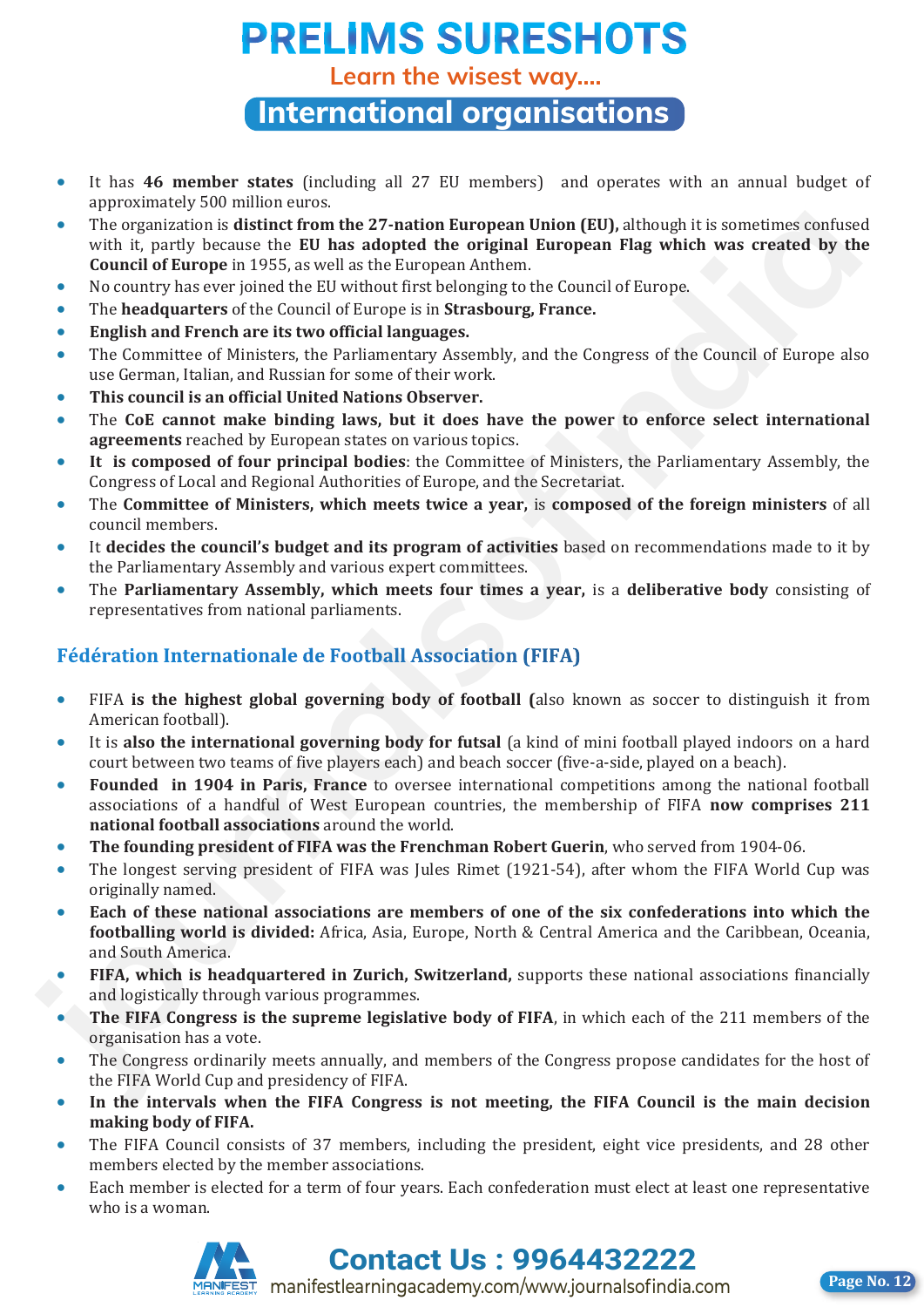- It has **46 member states** (including all 27 EU members) and operates with an annual budget of approximately 500 million euros.
- The organization is **distinct from the 27-nation European Union (EU),** although it is sometimes confused with it, partly because the **EU has adopted the original European Flag which was created by the Council of Europe** in 1955, as well as the European Anthem.
- No country has ever joined the EU without first belonging to the Council of Europe.
- The **headquarters** of the Council of Europe is in **Strasbourg, France.**
- **English and French are its two official languages.**
- The Committee of Ministers, the Parliamentary Assembly, and the Congress of the Council of Europe also use German, Italian, and Russian for some of their work.
- **This council is an official United Nations Observer.**
- The **CoE cannot make binding laws, but it does have the power to enforce select international agreements** reached by European states on various topics.
- **It is composed of four principal bodies**: the Committee of Ministers, the Parliamentary Assembly, the Congress of Local and Regional Authorities of Europe, and the Secretariat.
- The **Committee of Ministers, which meets twice a year,** is **composed of the foreign ministers** of all council members.
- It **decides the council's budget and its program of activities** based on recommendations made to it by the Parliamentary Assembly and various expert committees.
- The **Parliamentary Assembly, which meets four times a year,** is a **deliberative body** consisting of representatives from national parliaments.

## Fédération Internationale de Football Association (FIFA)

- FIFA **is the highest global governing body of football (**also known as soccer to distinguish it from American football).
- It is **also the international governing body for futsal** (a kind of mini football played indoors on a hard court between two teams of five players each) and beach soccer (five-a-side, played on a beach).
- **Founded in 1904 in Paris, France** to oversee international competitions among the national football associations of a handful of West European countries, the membership of FIFA **now comprises 211 national football associations** around the world.
- **The founding president of FIFA was the Frenchman Robert Guerin**, who served from 1904-06.
- The longest serving president of FIFA was Jules Rimet (1921-54), after whom the FIFA World Cup was originally named.
- **Each of these national associations are members of one of the six confederations into which the footballing world is divided:** Africa, Asia, Europe, North & Central America and the Caribbean, Oceania, and South America.
- **FIFA, which is headquartered in Zurich, Switzerland,** supports these national associations financially and logistically through various programmes.
- **The FIFA Congress is the supreme legislative body of FIFA**, in which each of the 211 members of the organisation has a vote.
- The Congress ordinarily meets annually, and members of the Congress propose candidates for the host of the FIFA World Cup and presidency of FIFA.
- **In the intervals when the FIFA Congress is not meeting, the FIFA Council is the main decision making body of FIFA.**
- The FIFA Council consists of 37 members, including the president, eight vice presidents, and 28 other members elected by the member associations.
- Each member is elected for a term of four years. Each confederation must elect at least one representative who is a woman.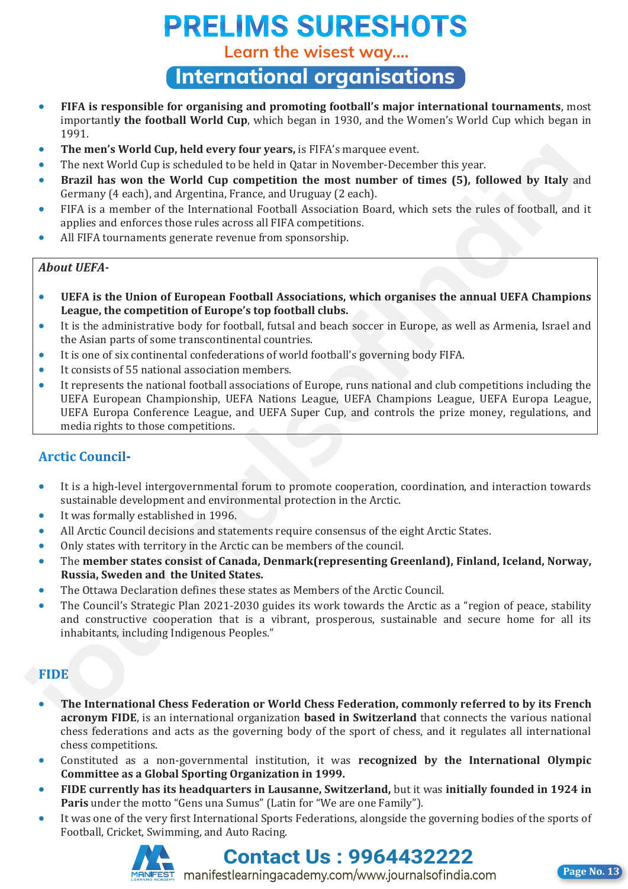- **FIFA is responsible for organising and promoting football's major international tournaments**, most importantl**y the football World Cup**, which began in 1930, and the Women's World Cup which began in 1991.
- **The men's World Cup, held every four years,** is FIFA's marquee event.
- The next World Cup is scheduled to be held in Qatar in November-December this year.
- **Brazil has won the World Cup competition the most number of times (5), followed by Italy** and Germany (4 each), and Argentina, France, and Uruguay (2 each).
- FIFA is a member of the International Football Association Board, which sets the rules of football, and it applies and enforces those rules across all FIFA competitions.
- All FIFA tournaments generate revenue from sponsorship.

*About UEFA-*

- **UEFA is the Union of European Football Associations, which organises the annual UEFA Champions League, the competition of Europe's top football clubs.**
- It is the administrative body for football, futsal and beach soccer in Europe, as well as Armenia, Israel and the Asian parts of some transcontinental countries.
- It is one of six continental confederations of world football's governing body FIFA.
- It consists of 55 national association members.
- It represents the national football associations of Europe, runs national and club competitions including the UEFA European Championship, UEFA Nations League, UEFA Champions League, UEFA Europa League, UEFA Europa Conference League, and UEFA Super Cup, and controls the prize money, regulations, and media rights to those competitions.

## Arctic Council-

- It is a high-level intergovernmental forum to promote cooperation, coordination, and interaction towards sustainable development and environmental protection in the Arctic.
- It was formally established in 1996.
- All Arctic Council decisions and statements require consensus of the eight Arctic States.
- Only states with territory in the Arctic can be members of the council.
- The **member states consist of Canada, Denmark(representing Greenland), Finland, Iceland, Norway, Russia, Sweden and the United States.**
- The Ottawa Declaration defines these states as Members of the Arctic Council.
- The Council's Strategic Plan 2021-2030 guides its work towards the Arctic as a "region of peace, stability and constructive cooperation that is a vibrant, prosperous, sustainable and secure home for all its inhabitants, including Indigenous Peoples."

## FIDE

- **The International Chess Federation or World Chess Federation, commonly referred to by its French acronym FIDE**, is an international organization **based in Switzerland** that connects the various national chess federations and acts as the governing body of the sport of chess, and it regulates all international chess competitions.
- Constituted as a non-governmental institution, it was **recognized by the International Olympic Committee as a Global Sporting Organization in 1999.**
- **FIDE currently has its headquarters in Lausanne, Switzerland,** but it was **initially founded in 1924 in Paris** under the motto "Gens una Sumus" (Latin for "We are one Family").
- It was one of the very first International Sports Federations, alongside the governing bodies of the sports of Football, Cricket, Swimming, and Auto Racing.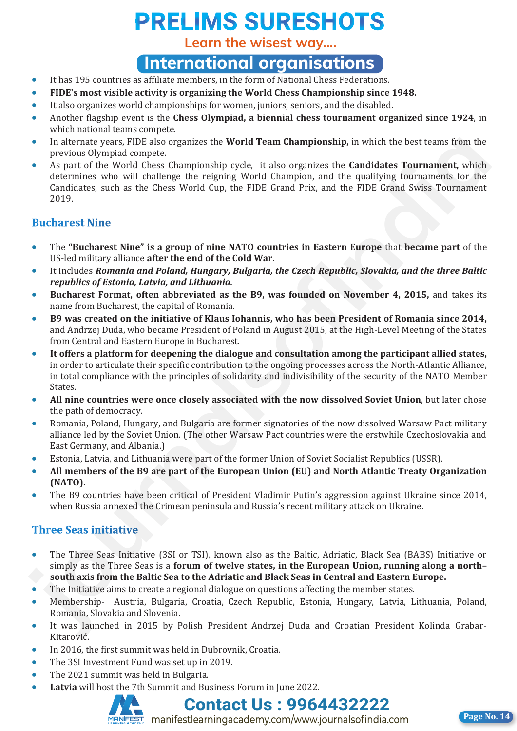- It has 195 countries as affiliate members, in the form of National Chess Federations.
- **FIDE's most visible activity is organizing the World Chess Championship since 1948.**
- It also organizes world championships for women, juniors, seniors, and the disabled.
- Another flagship event is the **Chess Olympiad, a biennial chess tournament organized since 1924**, in which national teams compete.
- In alternate years, FIDE also organizes the **World Team Championship,** in which the best teams from the previous Olympiad compete.
- As part of the World Chess Championship cycle, it also organizes the **Candidates Tournament,** which determines who will challenge the reigning World Champion, and the qualifying tournaments for the Candidates, such as the Chess World Cup, the FIDE Grand Prix, and the FIDE Grand Swiss Tournament 2019.

### Bucharest Nine

- The **"Bucharest Nine" is a group of nine NATO countries in Eastern Europe** that **became part** of the US-led military alliance **after the end of the Cold War.**
- It includes ***Romania and Poland, Hungary, Bulgaria, the Czech Republic, Slovakia, and the three Baltic republics of Estonia, Latvia, and Lithuania.***
- **Bucharest Format, often abbreviated as the B9, was founded on November 4, 2015,** and takes its name from Bucharest, the capital of Romania.
- **B9 was created on the initiative of Klaus Iohannis, who has been President of Romania since 2014,** and Andrzej Duda, who became President of Poland in August 2015, at the High-Level Meeting of the States from Central and Eastern Europe in Bucharest.
- **It offers a platform for deepening the dialogue and consultation among the participant allied states,** in order to articulate their specific contribution to the ongoing processes across the North-Atlantic Alliance, in total compliance with the principles of solidarity and indivisibility of the security of the NATO Member States.
- **All nine countries were once closely associated with the now dissolved Soviet Union**, but later chose the path of democracy.
- Romania, Poland, Hungary, and Bulgaria are former signatories of the now dissolved Warsaw Pact military alliance led by the Soviet Union. (The other Warsaw Pact countries were the erstwhile Czechoslovakia and East Germany, and Albania.)
- Estonia, Latvia, and Lithuania were part of the former Union of Soviet Socialist Republics (USSR).
- **All members of the B9 are part of the European Union (EU) and North Atlantic Treaty Organization (NATO).**
- The B9 countries have been critical of President Vladimir Putin's aggression against Ukraine since 2014, when Russia annexed the Crimean peninsula and Russia's recent military attack on Ukraine.

### Three Seas initiative

- The Three Seas Initiative (3SI or TSI), known also as the Baltic, Adriatic, Black Sea (BABS) Initiative or simply as the Three Seas is a **forum of twelve states, in the European Union, running along a north–south axis from the Baltic Sea to the Adriatic and Black Seas in Central and Eastern Europe.**
- The Initiative aims to create a regional dialogue on questions affecting the member states.
- Membership- Austria, Bulgaria, Croatia, Czech Republic, Estonia, Hungary, Latvia, Lithuania, Poland, Romania, Slovakia and Slovenia.
- It was launched in 2015 by Polish President Andrzej Duda and Croatian President Kolinda Grabar-Kitarović.
- In 2016, the first summit was held in Dubrovnik, Croatia.
- The 3SI Investment Fund was set up in 2019.
- The 2021 summit was held in Bulgaria.
- **Latvia** will host the 7th Summit and Business Forum in June 2022.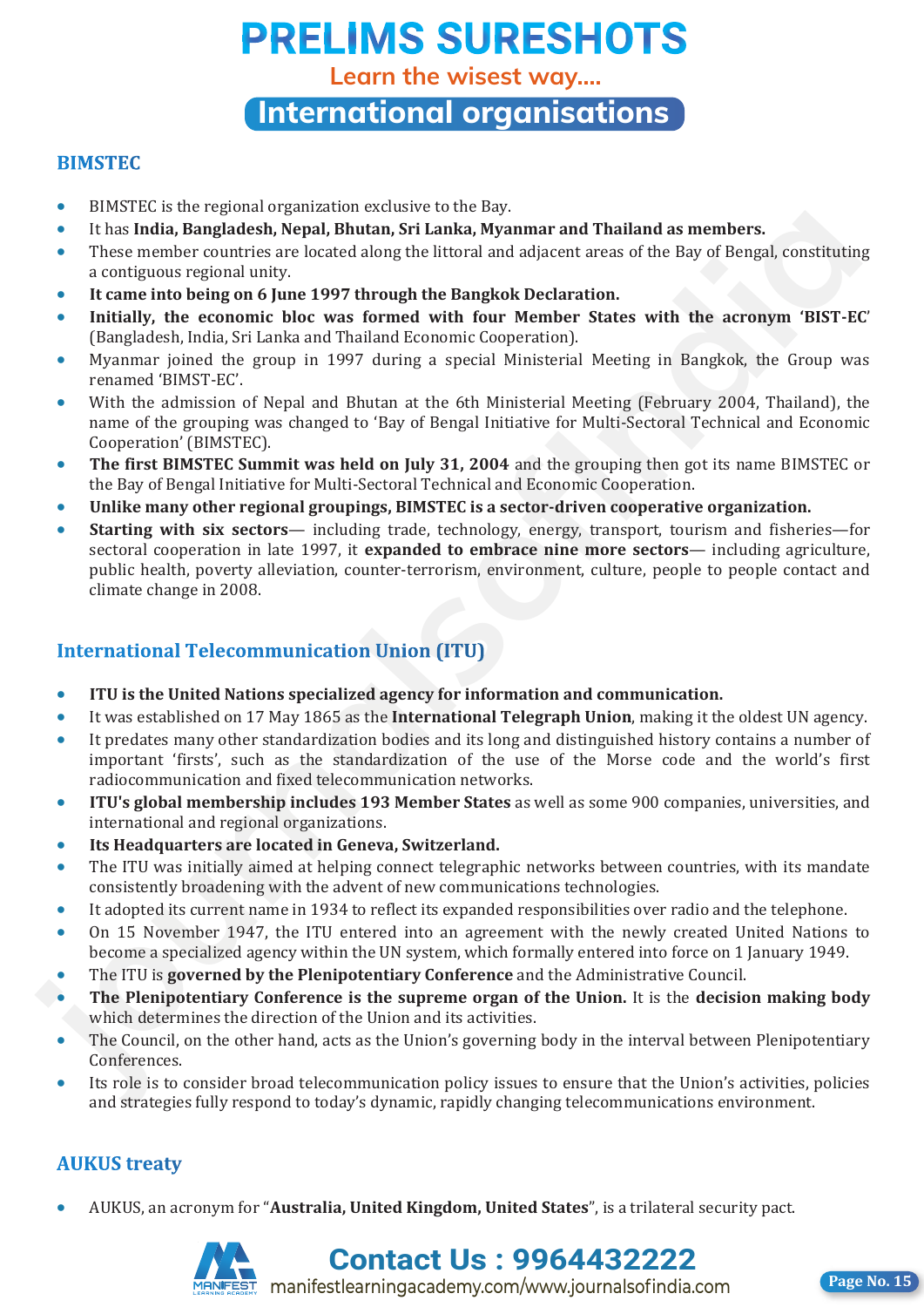## BIMSTEC

- BIMSTEC is the regional organization exclusive to the Bay.
- It has **India, Bangladesh, Nepal, Bhutan, Sri Lanka, Myanmar and Thailand as members.**
- These member countries are located along the littoral and adjacent areas of the Bay of Bengal, constituting a contiguous regional unity.
- **It came into being on 6 June 1997 through the Bangkok Declaration.**
- **Initially, the economic bloc was formed with four Member States with the acronym 'BIST-EC'** (Bangladesh, India, Sri Lanka and Thailand Economic Cooperation).
- Myanmar joined the group in 1997 during a special Ministerial Meeting in Bangkok, the Group was renamed 'BIMST-EC'.
- With the admission of Nepal and Bhutan at the 6th Ministerial Meeting (February 2004, Thailand), the name of the grouping was changed to 'Bay of Bengal Initiative for Multi-Sectoral Technical and Economic Cooperation' (BIMSTEC).
- **The first BIMSTEC Summit was held on July 31, 2004** and the grouping then got its name BIMSTEC or the Bay of Bengal Initiative for Multi-Sectoral Technical and Economic Cooperation.
- **Unlike many other regional groupings, BIMSTEC is a sector-driven cooperative organization.**
- **Starting with six sectors**— including trade, technology, energy, transport, tourism and fisheries—for sectoral cooperation in late 1997, it **expanded to embrace nine more sectors**— including agriculture, public health, poverty alleviation, counter-terrorism, environment, culture, people to people contact and climate change in 2008.

## International Telecommunication Union (ITU)

- **ITU is the United Nations specialized agency for information and communication.**
- It was established on 17 May 1865 as the **International Telegraph Union**, making it the oldest UN agency.
- It predates many other standardization bodies and its long and distinguished history contains a number of important 'firsts', such as the standardization of the use of the Morse code and the world's first radiocommunication and fixed telecommunication networks.
- **ITU's global membership includes 193 Member States** as well as some 900 companies, universities, and international and regional organizations.
- **Its Headquarters are located in Geneva, Switzerland.**
- The ITU was initially aimed at helping connect telegraphic networks between countries, with its mandate consistently broadening with the advent of new communications technologies.
- It adopted its current name in 1934 to reflect its expanded responsibilities over radio and the telephone.
- On 15 November 1947, the ITU entered into an agreement with the newly created United Nations to become a specialized agency within the UN system, which formally entered into force on 1 January 1949.
- The ITU is **governed by the Plenipotentiary Conference** and the Administrative Council.
- **The Plenipotentiary Conference is the supreme organ of the Union.** It is the **decision making body** which determines the direction of the Union and its activities.
- The Council, on the other hand, acts as the Union's governing body in the interval between Plenipotentiary Conferences.
- Its role is to consider broad telecommunication policy issues to ensure that the Union's activities, policies and strategies fully respond to today's dynamic, rapidly changing telecommunications environment.

## AUKUS treaty

- AUKUS, an acronym for "**Australia, United Kingdom, United States**", is a trilateral security pact.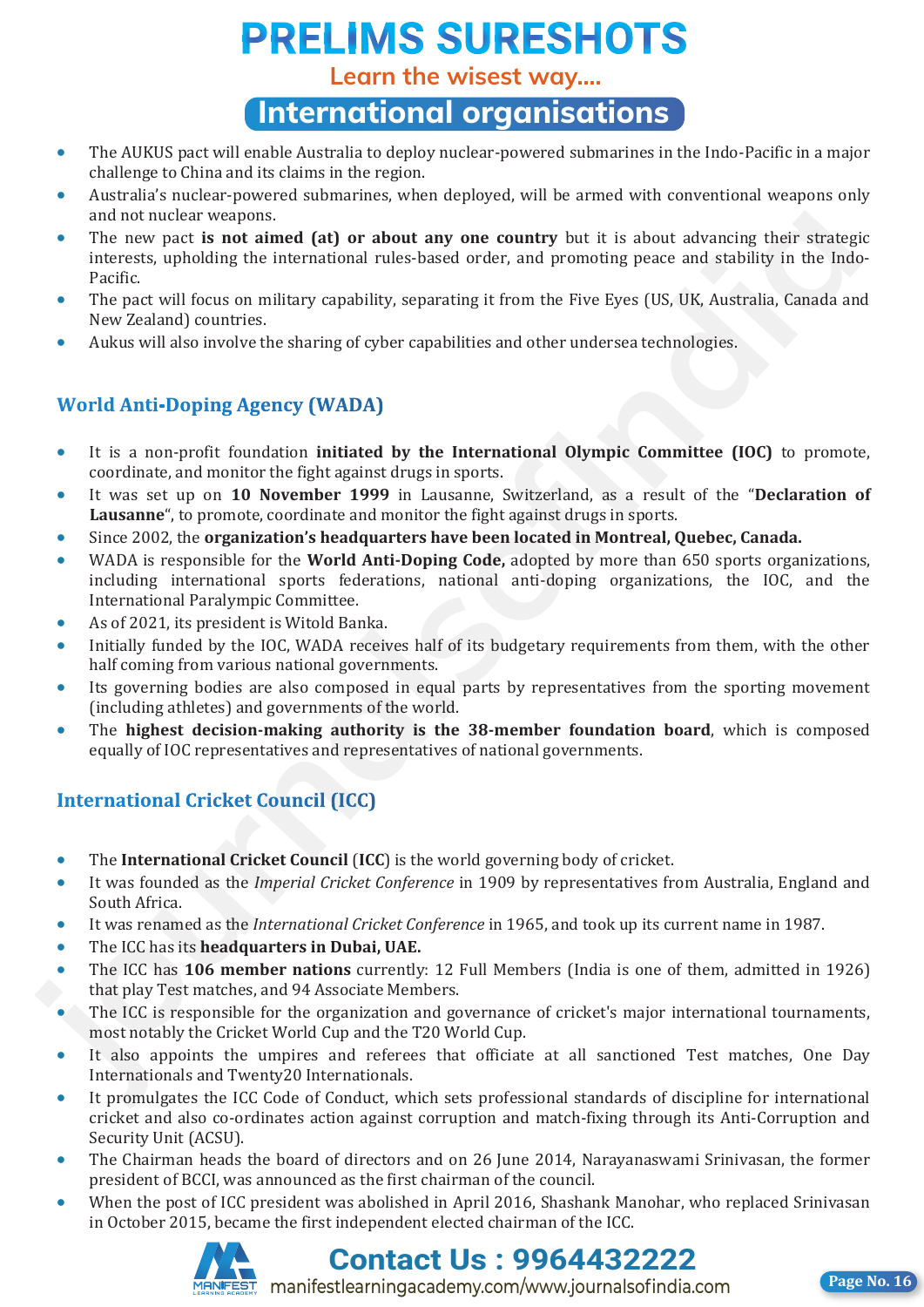- The AUKUS pact will enable Australia to deploy nuclear-powered submarines in the Indo-Pacific in a major challenge to China and its claims in the region.
- Australia's nuclear-powered submarines, when deployed, will be armed with conventional weapons only and not nuclear weapons.
- The new pact **is not aimed (at) or about any one country** but it is about advancing their strategic interests, upholding the international rules-based order, and promoting peace and stability in the Indo-Pacific.
- The pact will focus on military capability, separating it from the Five Eyes (US, UK, Australia, Canada and New Zealand) countries.
- Aukus will also involve the sharing of cyber capabilities and other undersea technologies.

## World Anti-Doping Agency (WADA)

- It is a non-profit foundation **initiated by the International Olympic Committee (IOC)** to promote, coordinate, and monitor the fight against drugs in sports.
- It was set up on **10 November 1999** in Lausanne, Switzerland, as a result of the "**Declaration of Lausanne**", to promote, coordinate and monitor the fight against drugs in sports.
- Since 2002, the **organization's headquarters have been located in Montreal, Quebec, Canada.**
- WADA is responsible for the **World Anti-Doping Code,** adopted by more than 650 sports organizations, including international sports federations, national anti-doping organizations, the IOC, and the International Paralympic Committee.
- As of 2021, its president is Witold Banka.
- Initially funded by the IOC, WADA receives half of its budgetary requirements from them, with the other half coming from various national governments.
- Its governing bodies are also composed in equal parts by representatives from the sporting movement (including athletes) and governments of the world.
- The **highest decision-making authority is the 38-member foundation board**, which is composed equally of IOC representatives and representatives of national governments.

## International Cricket Council (ICC)

- The **International Cricket Council** (**ICC**) is the world governing body of cricket.
- It was founded as the *Imperial Cricket Conference* in 1909 by representatives from Australia, England and South Africa.
- It was renamed as the *International Cricket Conference* in 1965, and took up its current name in 1987.
- The ICC has its **headquarters in Dubai, UAE.**
- The ICC has **106 member nations** currently: 12 Full Members (India is one of them, admitted in 1926) that play Test matches, and 94 Associate Members.
- The ICC is responsible for the organization and governance of cricket's major international tournaments, most notably the Cricket World Cup and the T20 World Cup.
- It also appoints the umpires and referees that officiate at all sanctioned Test matches, One Day Internationals and Twenty20 Internationals.
- It promulgates the ICC Code of Conduct, which sets professional standards of discipline for international cricket and also co-ordinates action against corruption and match-fixing through its Anti-Corruption and Security Unit (ACSU).
- The Chairman heads the board of directors and on 26 June 2014, Narayanaswami Srinivasan, the former president of BCCI, was announced as the first chairman of the council.
- When the post of ICC president was abolished in April 2016, Shashank Manohar, who replaced Srinivasan in October 2015, became the first independent elected chairman of the ICC.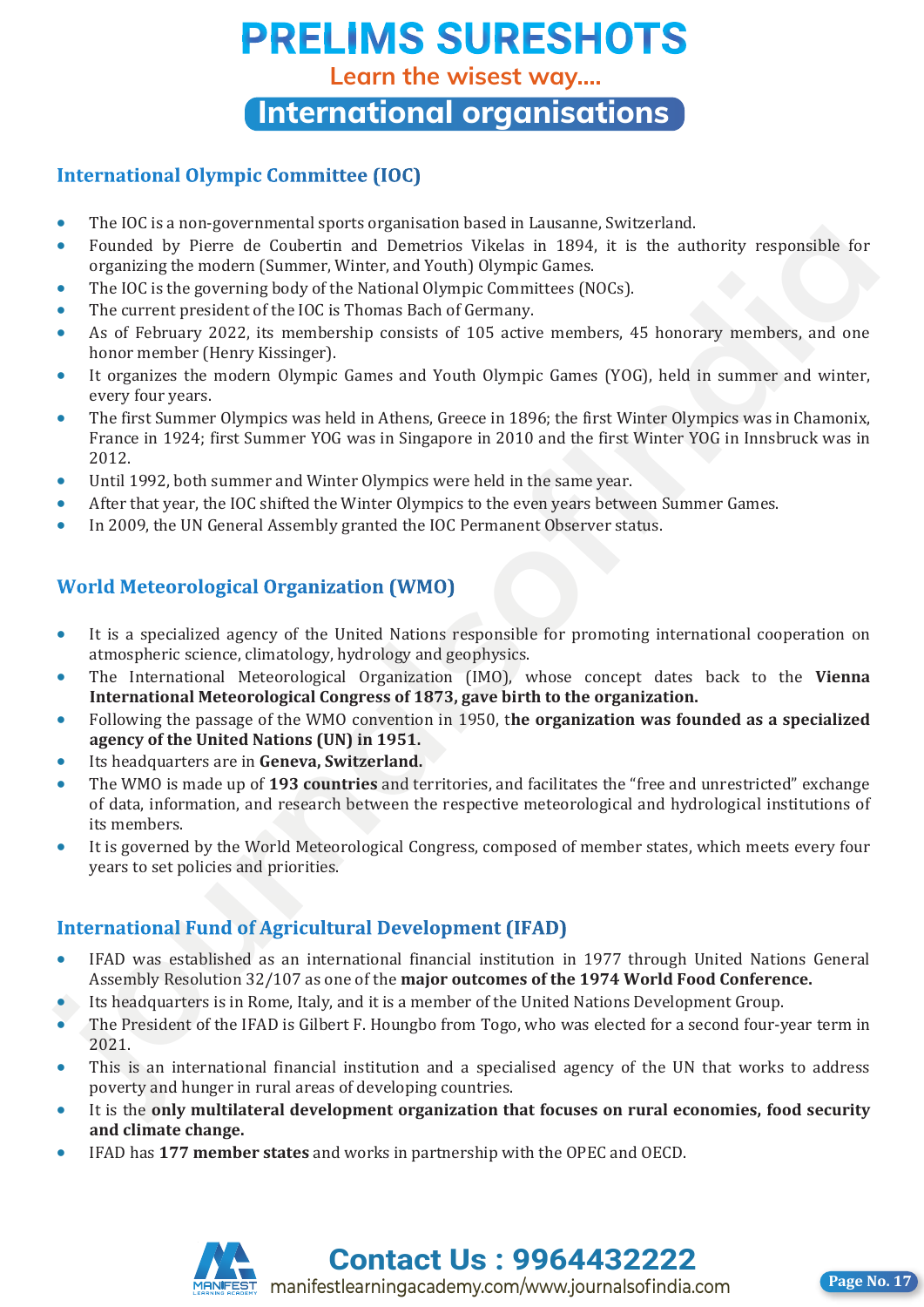# PRELIMS SURESHOTS

Learn the wisest way....

## International organisations

### International Olympic Committee (IOC)

- The IOC is a non-governmental sports organisation based in Lausanne, Switzerland.
- Founded by Pierre de Coubertin and Demetrios Vikelas in 1894, it is the authority responsible for organizing the modern (Summer, Winter, and Youth) Olympic Games.
- The IOC is the governing body of the National Olympic Committees (NOCs).
- The current president of the IOC is Thomas Bach of Germany.
- As of February 2022, its membership consists of 105 active members, 45 honorary members, and one honor member (Henry Kissinger).
- It organizes the modern Olympic Games and Youth Olympic Games (YOG), held in summer and winter, every four years.
- The first Summer Olympics was held in Athens, Greece in 1896; the first Winter Olympics was in Chamonix, France in 1924; first Summer YOG was in Singapore in 2010 and the first Winter YOG in Innsbruck was in 2012.
- Until 1992, both summer and Winter Olympics were held in the same year.
- After that year, the IOC shifted the Winter Olympics to the even years between Summer Games.
- In 2009, the UN General Assembly granted the IOC Permanent Observer status.

### World Meteorological Organization (WMO)

- It is a specialized agency of the United Nations responsible for promoting international cooperation on atmospheric science, climatology, hydrology and geophysics.
- The International Meteorological Organization (IMO), whose concept dates back to the **Vienna International Meteorological Congress of 1873, gave birth to the organization.**
- Following the passage of the WMO convention in 1950, t**he organization was founded as a specialized agency of the United Nations (UN) in 1951.**
- Its headquarters are in **Geneva, Switzerland.**
- The WMO is made up of **193 countries** and territories, and facilitates the "free and unrestricted" exchange of data, information, and research between the respective meteorological and hydrological institutions of its members.
- It is governed by the World Meteorological Congress, composed of member states, which meets every four years to set policies and priorities.

### International Fund of Agricultural Development (IFAD)

- IFAD was established as an international financial institution in 1977 through United Nations General Assembly Resolution 32/107 as one of the **major outcomes of the 1974 World Food Conference.**
- Its headquarters is in Rome, Italy, and it is a member of the United Nations Development Group.
- The President of the IFAD is Gilbert F. Houngbo from Togo, who was elected for a second four-year term in 2021.
- This is an international financial institution and a specialised agency of the UN that works to address poverty and hunger in rural areas of developing countries.
- It is the **only multilateral development organization that focuses on rural economies, food security and climate change.**
- IFAD has **177 member states** and works in partnership with the OPEC and OECD.

Contact Us : 9964432222

manifestlearningacademy.com/www.journalsofindia.com